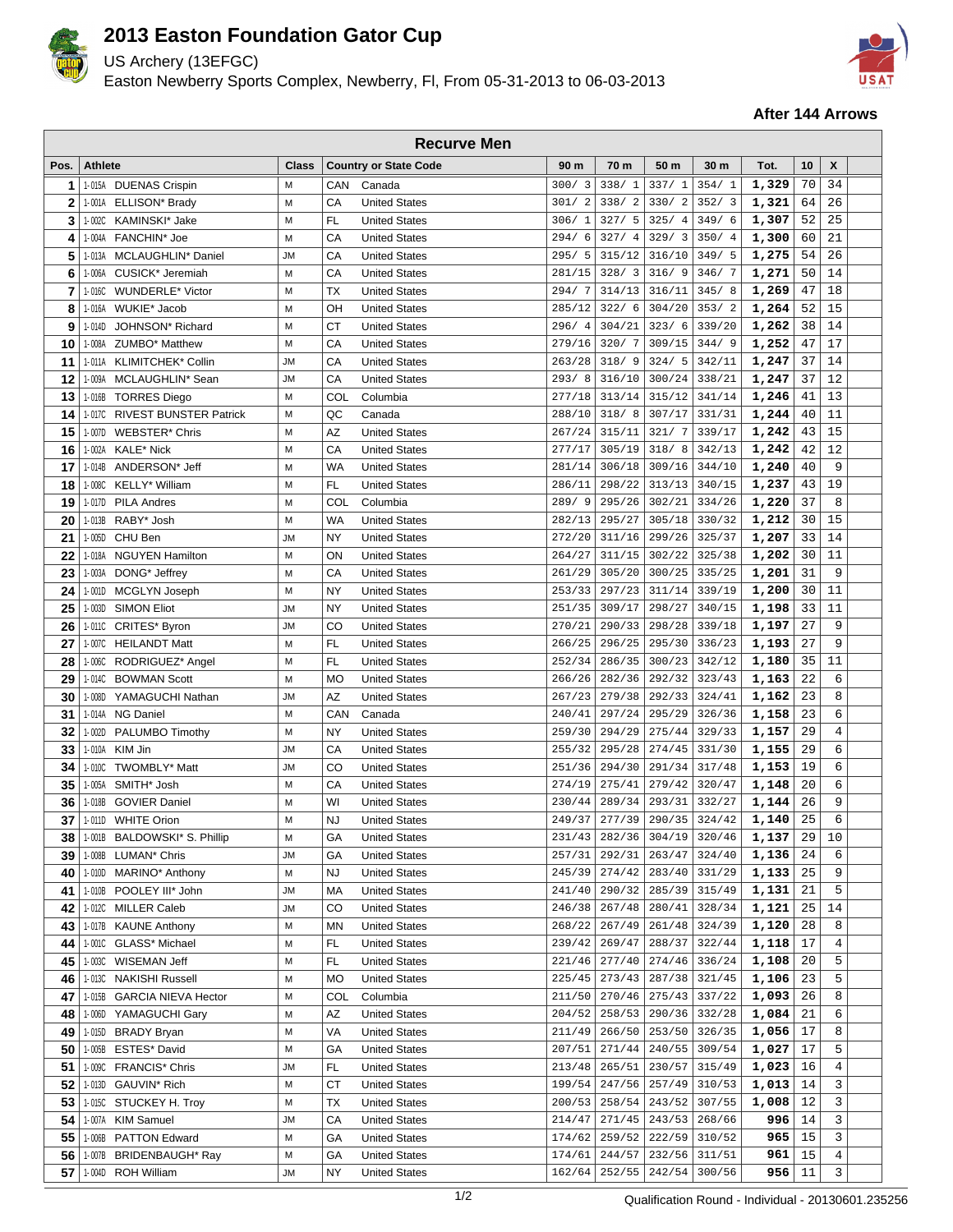# 2013 Easton Foundation Gator Cup

US Archery (13EFGC)

Easton Newberry Sports Complex, Newberry, Fl, From 05-31-2013 to 06-03-2013

**After 144 Arrows**

## Recurve Men

| Pos. | | Athlete | Class | Country or State Code | | 90 m | 70 m | 50 m | 30 m | Tot. | 10 | X |
|---|---|---|---|---|---|---|---|---|---|---|---|---|
| 1 | 1-015A | DUENAS Crispin | M | CAN | Canada | 300/ 3 | 338/ 1 | 337/ 1 | 354/ 1 | 1,329 | 70 | 34 |
| 2 | 1-001A | ELLISON* Brady | M | CA | United States | 301/ 2 | 338/ 2 | 330/ 2 | 352/ 3 | 1,321 | 64 | 26 |
| 3 | 1-002C | KAMINSKI* Jake | M | FL | United States | 306/ 1 | 327/ 5 | 325/ 4 | 349/ 6 | 1,307 | 52 | 25 |
| 4 | 1-004A | FANCHIN* Joe | M | CA | United States | 294/ 6 | 327/ 4 | 329/ 3 | 350/ 4 | 1,300 | 60 | 21 |
| 5 | 1-013A | MCLAUGHLIN* Daniel | JM | CA | United States | 295/ 5 | 315/12 | 316/10 | 349/ 5 | 1,275 | 54 | 26 |
| 6 | 1-006A | CUSICK* Jeremiah | M | CA | United States | 281/15 | 328/ 3 | 316/ 9 | 346/ 7 | 1,271 | 50 | 14 |
| 7 | 1-016C | WUNDERLE* Victor | M | TX | United States | 294/ 7 | 314/13 | 316/11 | 345/ 8 | 1,269 | 47 | 18 |
| 8 | 1-016A | WUKIE* Jacob | M | OH | United States | 285/12 | 322/ 6 | 304/20 | 353/ 2 | 1,264 | 52 | 15 |
| 9 | 1-014D | JOHNSON* Richard | M | CT | United States | 296/ 4 | 304/21 | 323/ 6 | 339/20 | 1,262 | 38 | 14 |
| 10 | 1-008A | ZUMBO* Matthew | M | CA | United States | 279/16 | 320/ 7 | 309/15 | 344/ 9 | 1,252 | 47 | 17 |
| 11 | 1-011A | KLIMITCHEK* Collin | JM | CA | United States | 263/28 | 318/ 9 | 324/ 5 | 342/11 | 1,247 | 37 | 14 |
| 12 | 1-009A | MCLAUGHLIN* Sean | JM | CA | United States | 293/ 8 | 316/10 | 300/24 | 338/21 | 1,247 | 37 | 12 |
| 13 | 1-016B | TORRES Diego | M | COL | Columbia | 277/18 | 313/14 | 315/12 | 341/14 | 1,246 | 41 | 13 |
| 14 | 1-017C | RIVEST BUNSTER Patrick | M | QC | Canada | 288/10 | 318/ 8 | 307/17 | 331/31 | 1,244 | 40 | 11 |
| 15 | 1-007D | WEBSTER* Chris | M | AZ | United States | 267/24 | 315/11 | 321/ 7 | 339/17 | 1,242 | 43 | 15 |
| 16 | 1-002A | KALE* Nick | M | CA | United States | 277/17 | 305/19 | 318/ 8 | 342/13 | 1,242 | 42 | 12 |
| 17 | 1-014B | ANDERSON* Jeff | M | WA | United States | 281/14 | 306/18 | 309/16 | 344/10 | 1,240 | 40 | 9 |
| 18 | 1-008C | KELLY* William | M | FL | United States | 286/11 | 298/22 | 313/13 | 340/15 | 1,237 | 43 | 19 |
| 19 | 1-017D | PILA Andres | M | COL | Columbia | 289/ 9 | 295/26 | 302/21 | 334/26 | 1,220 | 37 | 8 |
| 20 | 1-013B | RABY* Josh | M | WA | United States | 282/13 | 295/27 | 305/18 | 330/32 | 1,212 | 30 | 15 |
| 21 | 1-005D | CHU Ben | JM | NY | United States | 272/20 | 311/16 | 299/26 | 325/37 | 1,207 | 33 | 14 |
| 22 | 1-018A | NGUYEN Hamilton | M | ON | United States | 264/27 | 311/15 | 302/22 | 325/38 | 1,202 | 30 | 11 |
| 23 | 1-003A | DONG* Jeffrey | M | CA | United States | 261/29 | 305/20 | 300/25 | 335/25 | 1,201 | 31 | 9 |
| 24 | 1-001D | MCGLYN Joseph | M | NY | United States | 253/33 | 297/23 | 311/14 | 339/19 | 1,200 | 30 | 11 |
| 25 | 1-003D | SIMON Eliot | JM | NY | United States | 251/35 | 309/17 | 298/27 | 340/15 | 1,198 | 33 | 11 |
| 26 | 1-011C | CRITES* Byron | JM | CO | United States | 270/21 | 290/33 | 298/28 | 339/18 | 1,197 | 27 | 9 |
| 27 | 1-007C | HEILANDT Matt | M | FL | United States | 266/25 | 296/25 | 295/30 | 336/23 | 1,193 | 27 | 9 |
| 28 | 1-006C | RODRIGUEZ* Angel | M | FL | United States | 252/34 | 286/35 | 300/23 | 342/12 | 1,180 | 35 | 11 |
| 29 | 1-014C | BOWMAN Scott | M | MO | United States | 266/26 | 282/36 | 292/32 | 323/43 | 1,163 | 22 | 6 |
| 30 | 1-008D | YAMAGUCHI Nathan | JM | AZ | United States | 267/23 | 279/38 | 292/33 | 324/41 | 1,162 | 23 | 8 |
| 31 | 1-014A | NG Daniel | M | CAN | Canada | 240/41 | 297/24 | 295/29 | 326/36 | 1,158 | 23 | 6 |
| 32 | 1-002D | PALUMBO Timothy | M | NY | United States | 259/30 | 294/29 | 275/44 | 329/33 | 1,157 | 29 | 4 |
| 33 | 1-010A | KIM Jin | JM | CA | United States | 255/32 | 295/28 | 274/45 | 331/30 | 1,155 | 29 | 6 |
| 34 | 1-010C | TWOMBLY* Matt | JM | CO | United States | 251/36 | 294/30 | 291/34 | 317/48 | 1,153 | 19 | 6 |
| 35 | 1-005A | SMITH* Josh | M | CA | United States | 274/19 | 275/41 | 279/42 | 320/47 | 1,148 | 20 | 6 |
| 36 | 1-018B | GOVIER Daniel | M | WI | United States | 230/44 | 289/34 | 293/31 | 332/27 | 1,144 | 26 | 9 |
| 37 | 1-011D | WHITE Orion | M | NJ | United States | 249/37 | 277/39 | 290/35 | 324/42 | 1,140 | 25 | 6 |
| 38 | 1-001B | BALDOWSKI* S. Phillip | M | GA | United States | 231/43 | 282/36 | 304/19 | 320/46 | 1,137 | 29 | 10 |
| 39 | 1-008B | LUMAN* Chris | JM | GA | United States | 257/31 | 292/31 | 263/47 | 324/40 | 1,136 | 24 | 6 |
| 40 | 1-010D | MARINO* Anthony | M | NJ | United States | 245/39 | 274/42 | 283/40 | 331/29 | 1,133 | 25 | 9 |
| 41 | 1-010B | POOLEY III* John | JM | MA | United States | 241/40 | 290/32 | 285/39 | 315/49 | 1,131 | 21 | 5 |
| 42 | 1-012C | MILLER Caleb | JM | CO | United States | 246/38 | 267/48 | 280/41 | 328/34 | 1,121 | 25 | 14 |
| 43 | 1-017B | KAUNE Anthony | M | MN | United States | 268/22 | 267/49 | 261/48 | 324/39 | 1,120 | 28 | 8 |
| 44 | 1-001C | GLASS* Michael | M | FL | United States | 239/42 | 269/47 | 288/37 | 322/44 | 1,118 | 17 | 4 |
| 45 | 1-003C | WISEMAN Jeff | M | FL | United States | 221/46 | 277/40 | 274/46 | 336/24 | 1,108 | 20 | 5 |
| 46 | 1-013C | NAKISHI Russell | M | MO | United States | 225/45 | 273/43 | 287/38 | 321/45 | 1,106 | 23 | 5 |
| 47 | 1-015B | GARCIA NIEVA Hector | M | COL | Columbia | 211/50 | 270/46 | 275/43 | 337/22 | 1,093 | 26 | 8 |
| 48 | 1-006D | YAMAGUCHI Gary | M | AZ | United States | 204/52 | 258/53 | 290/36 | 332/28 | 1,084 | 21 | 6 |
| 49 | 1-015D | BRADY Bryan | M | VA | United States | 211/49 | 266/50 | 253/50 | 326/35 | 1,056 | 17 | 8 |
| 50 | 1-005B | ESTES* David | M | GA | United States | 207/51 | 271/44 | 240/55 | 309/54 | 1,027 | 17 | 5 |
| 51 | 1-009C | FRANCIS* Chris | JM | FL | United States | 213/48 | 265/51 | 230/57 | 315/49 | 1,023 | 16 | 4 |
| 52 | 1-013D | GAUVIN* Rich | M | CT | United States | 199/54 | 247/56 | 257/49 | 310/53 | 1,013 | 14 | 3 |
| 53 | 1-015C | STUCKEY H. Troy | M | TX | United States | 200/53 | 258/54 | 243/52 | 307/55 | 1,008 | 12 | 3 |
| 54 | 1-007A | KIM Samuel | JM | CA | United States | 214/47 | 271/45 | 243/53 | 268/66 | 996 | 14 | 3 |
| 55 | 1-006B | PATTON Edward | M | GA | United States | 174/62 | 259/52 | 222/59 | 310/52 | 965 | 15 | 3 |
| 56 | 1-007B | BRIDENBAUGH* Ray | M | GA | United States | 174/61 | 244/57 | 232/56 | 311/51 | 961 | 15 | 4 |
| 57 | 1-004D | ROH William | JM | NY | United States | 162/64 | 252/55 | 242/54 | 300/56 | 956 | 11 | 3 |

Qualification Round - Individual - 20130601.235256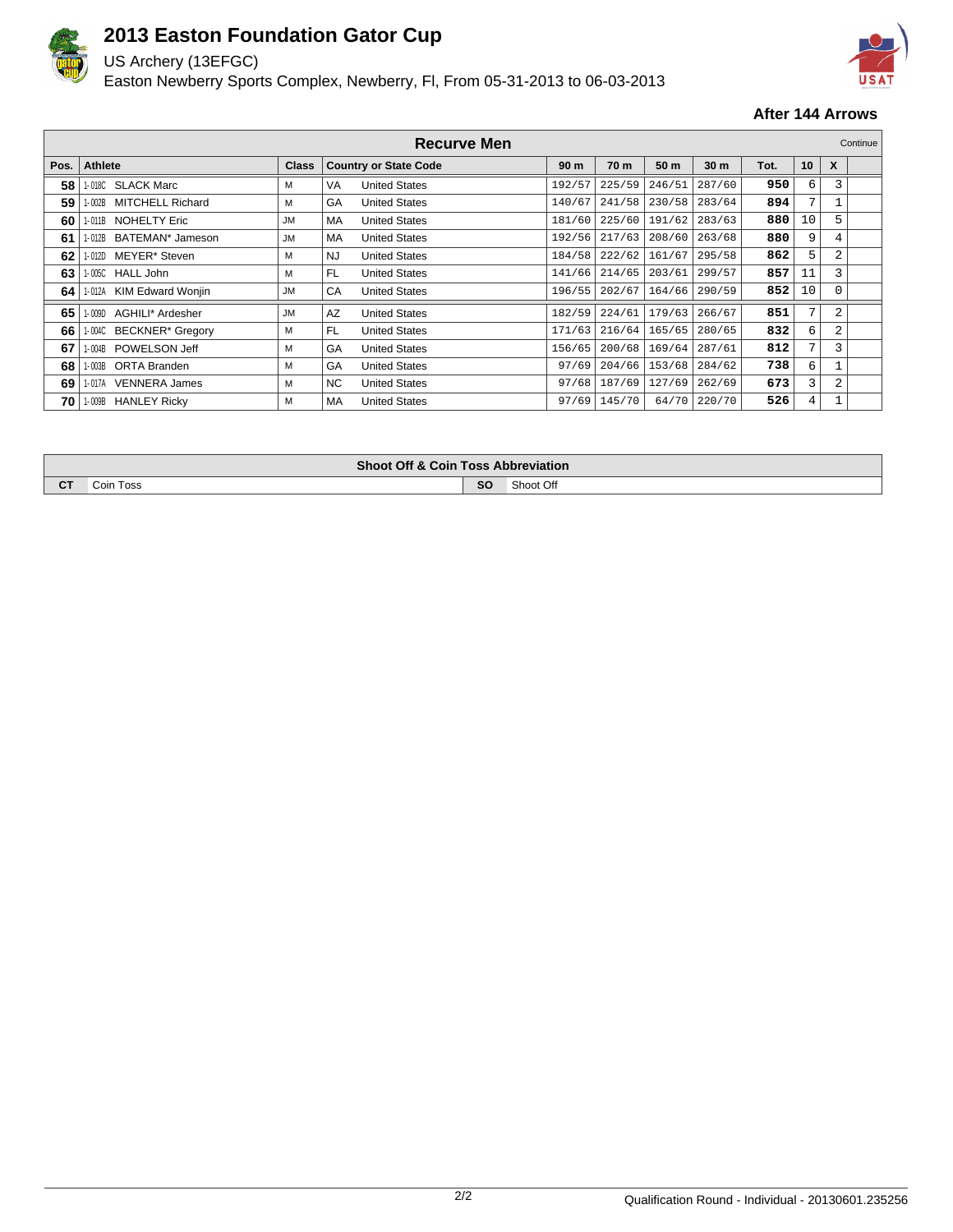# 2013 Easton Foundation Gator Cup

US Archery (13EFGC)

Easton Newberry Sports Complex, Newberry, Fl, From 05-31-2013 to 06-03-2013

**After 144 Arrows**

## Recurve Men

Continue

| Pos. | | Athlete | Class | Country or State Code | | 90 m | 70 m | 50 m | 30 m | Tot. | 10 | X | |
|---|---|---|---|---|---|---|---|---|---|---|---|---|---|
| 58 | 1-018C | SLACK Marc | M | VA | United States | 192/57 | 225/59 | 246/51 | 287/60 | 950 | 6 | 3 | |
| 59 | 1-002B | MITCHELL Richard | M | GA | United States | 140/67 | 241/58 | 230/58 | 283/64 | 894 | 7 | 1 | |
| 60 | 1-011B | NOHELTY Eric | JM | MA | United States | 181/60 | 225/60 | 191/62 | 283/63 | 880 | 10 | 5 | |
| 61 | 1-012B | BATEMAN* Jameson | JM | MA | United States | 192/56 | 217/63 | 208/60 | 263/68 | 880 | 9 | 4 | |
| 62 | 1-012D | MEYER* Steven | M | NJ | United States | 184/58 | 222/62 | 161/67 | 295/58 | 862 | 5 | 2 | |
| 63 | 1-005C | HALL John | M | FL | United States | 141/66 | 214/65 | 203/61 | 299/57 | 857 | 11 | 3 | |
| 64 | 1-012A | KIM Edward Wonjin | JM | CA | United States | 196/55 | 202/67 | 164/66 | 290/59 | 852 | 10 | 0 | |
| 65 | 1-009D | AGHILI* Ardesher | JM | AZ | United States | 182/59 | 224/61 | 179/63 | 266/67 | 851 | 7 | 2 | |
| 66 | 1-004C | BECKNER* Gregory | M | FL | United States | 171/63 | 216/64 | 165/65 | 280/65 | 832 | 6 | 2 | |
| 67 | 1-004B | POWELSON Jeff | M | GA | United States | 156/65 | 200/68 | 169/64 | 287/61 | 812 | 7 | 3 | |
| 68 | 1-003B | ORTA Branden | M | GA | United States | 97/69 | 204/66 | 153/68 | 284/62 | 738 | 6 | 1 | |
| 69 | 1-017A | VENNERA James | M | NC | United States | 97/68 | 187/69 | 127/69 | 262/69 | 673 | 3 | 2 | |
| 70 | 1-009B | HANLEY Ricky | M | MA | United States | 97/69 | 145/70 | 64/70 | 220/70 | 526 | 4 | 1 | |

| Shoot Off & Coin Toss Abbreviation | | | |
|---|---|---|---|
| CT | Coin Toss | SO | Shoot Off |

Qualification Round - Individual - 20130601.235256